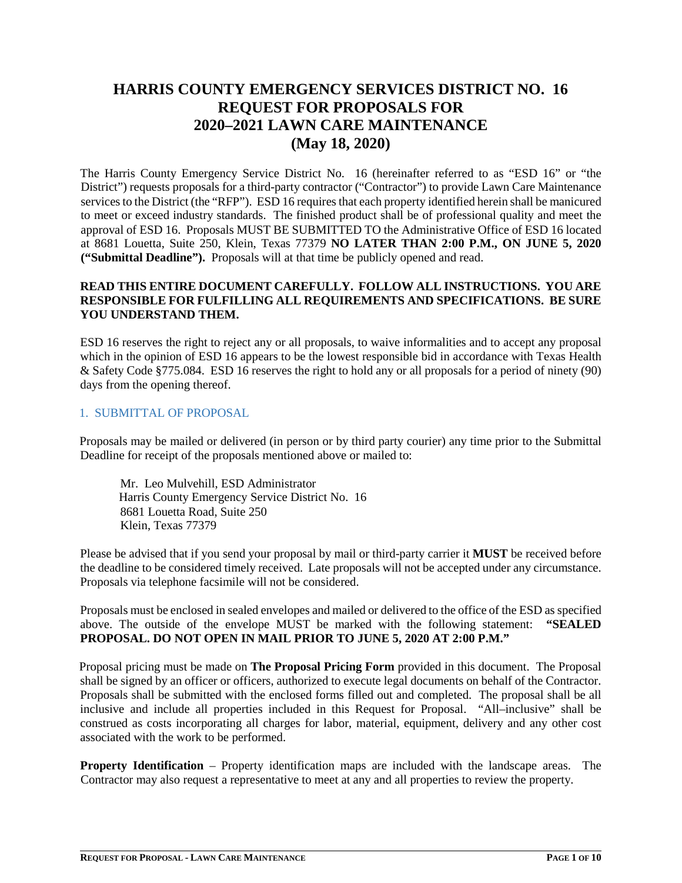# HARRIS COUNTY EMERGENCY SERVICES DISTRICT NO. 16 REQUEST FOR PROPOSALS FOR 2020–2021 LAWN CARE MAINTENANCE (May 18, 2020)

The Harris County Emergency Service District No. 16 (hereinafter referred to as "ESD 16" or "the District") requests proposals for a third-party contractor ("Contractor") to provide Lawn Care Maintenance services to the District (the "RFP"). ESD 16 requires that each property identified herein shall be manicured to meet or exceed industry standards. The finished product shall be of professional quality and meet the approval of ESD 16. Proposals MUST BE SUBMITTED TO the Administrative Office of ESD 16 located at 8681 Louetta, Suite 250, Klein, Texas 77379 **NO LATER THAN 2:00 P.M., ON JUNE 5, 2020 ("Submittal Deadline").** Proposals will at that time be publicly opened and read.

**READ THIS ENTIRE DOCUMENT CAREFULLY. FOLLOW ALL INSTRUCTIONS. YOU ARE RESPONSIBLE FOR FULFILLING ALL REQUIREMENTS AND SPECIFICATIONS. BE SURE YOU UNDERSTAND THEM.**

ESD 16 reserves the right to reject any or all proposals, to waive informalities and to accept any proposal which in the opinion of ESD 16 appears to be the lowest responsible bid in accordance with Texas Health & Safety Code §775.084. ESD 16 reserves the right to hold any or all proposals for a period of ninety (90) days from the opening thereof.

## 1. SUBMITTAL OF PROPOSAL

Proposals may be mailed or delivered (in person or by third party courier) any time prior to the Submittal Deadline for receipt of the proposals mentioned above or mailed to:

Mr. Leo Mulvehill, ESD Administrator
Harris County Emergency Service District No. 16
8681 Louetta Road, Suite 250
Klein, Texas 77379

Please be advised that if you send your proposal by mail or third-party carrier it **MUST** be received before the deadline to be considered timely received. Late proposals will not be accepted under any circumstance. Proposals via telephone facsimile will not be considered.

Proposals must be enclosed in sealed envelopes and mailed or delivered to the office of the ESD as specified above. The outside of the envelope MUST be marked with the following statement: **"SEALED PROPOSAL. DO NOT OPEN IN MAIL PRIOR TO JUNE 5, 2020 AT 2:00 P.M."**

Proposal pricing must be made on **The Proposal Pricing Form** provided in this document. The Proposal shall be signed by an officer or officers, authorized to execute legal documents on behalf of the Contractor. Proposals shall be submitted with the enclosed forms filled out and completed. The proposal shall be all inclusive and include all properties included in this Request for Proposal. "All–inclusive" shall be construed as costs incorporating all charges for labor, material, equipment, delivery and any other cost associated with the work to be performed.

**Property Identification** – Property identification maps are included with the landscape areas. The Contractor may also request a representative to meet at any and all properties to review the property.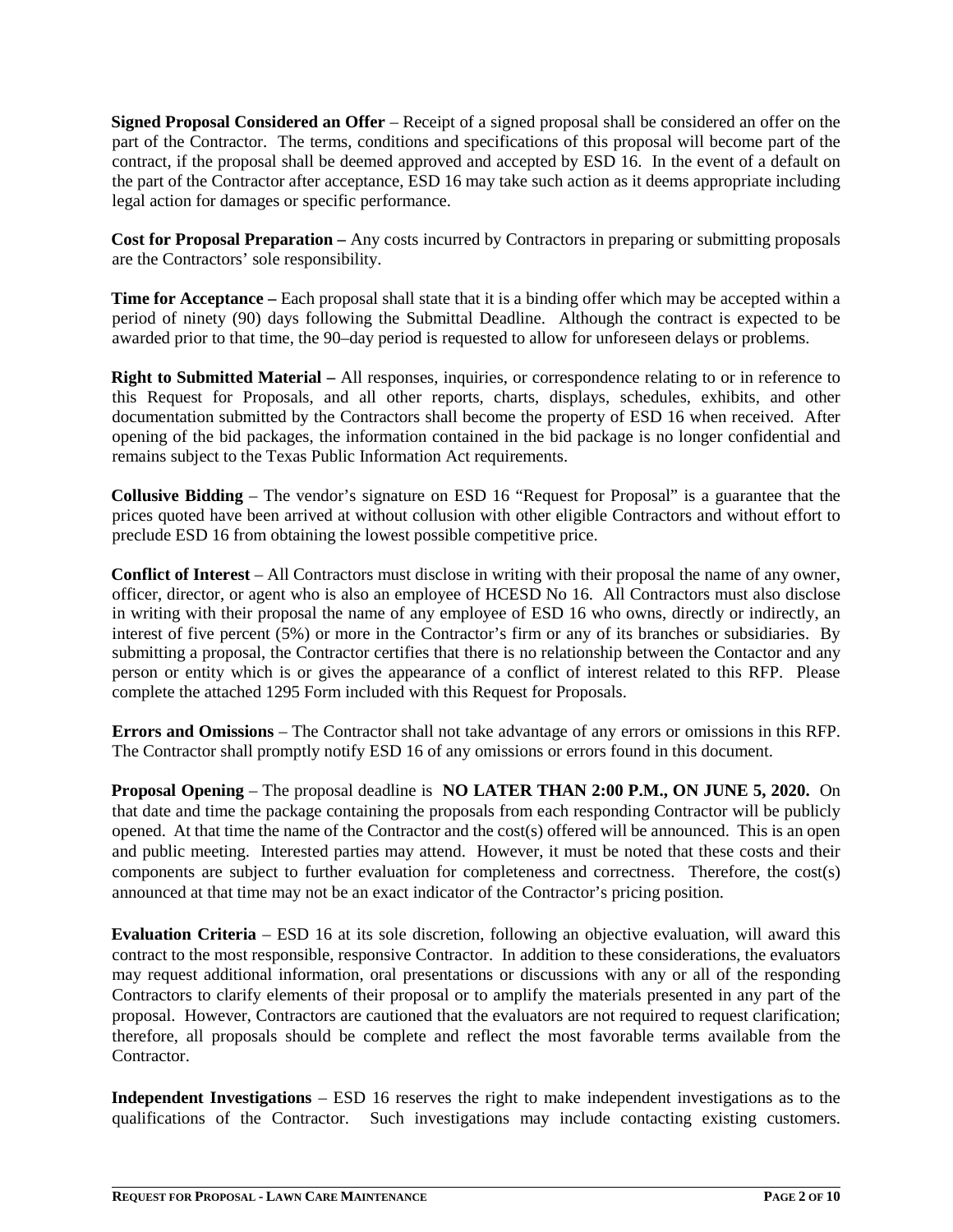**Signed Proposal Considered an Offer** – Receipt of a signed proposal shall be considered an offer on the part of the Contractor. The terms, conditions and specifications of this proposal will become part of the contract, if the proposal shall be deemed approved and accepted by ESD 16. In the event of a default on the part of the Contractor after acceptance, ESD 16 may take such action as it deems appropriate including legal action for damages or specific performance.

**Cost for Proposal Preparation –** Any costs incurred by Contractors in preparing or submitting proposals are the Contractors' sole responsibility.

**Time for Acceptance –** Each proposal shall state that it is a binding offer which may be accepted within a period of ninety (90) days following the Submittal Deadline. Although the contract is expected to be awarded prior to that time, the 90–day period is requested to allow for unforeseen delays or problems.

**Right to Submitted Material –** All responses, inquiries, or correspondence relating to or in reference to this Request for Proposals, and all other reports, charts, displays, schedules, exhibits, and other documentation submitted by the Contractors shall become the property of ESD 16 when received. After opening of the bid packages, the information contained in the bid package is no longer confidential and remains subject to the Texas Public Information Act requirements.

**Collusive Bidding** – The vendor's signature on ESD 16 "Request for Proposal" is a guarantee that the prices quoted have been arrived at without collusion with other eligible Contractors and without effort to preclude ESD 16 from obtaining the lowest possible competitive price.

**Conflict of Interest** – All Contractors must disclose in writing with their proposal the name of any owner, officer, director, or agent who is also an employee of HCESD No 16. All Contractors must also disclose in writing with their proposal the name of any employee of ESD 16 who owns, directly or indirectly, an interest of five percent (5%) or more in the Contractor's firm or any of its branches or subsidiaries. By submitting a proposal, the Contractor certifies that there is no relationship between the Contactor and any person or entity which is or gives the appearance of a conflict of interest related to this RFP. Please complete the attached 1295 Form included with this Request for Proposals.

**Errors and Omissions** – The Contractor shall not take advantage of any errors or omissions in this RFP. The Contractor shall promptly notify ESD 16 of any omissions or errors found in this document.

**Proposal Opening** – The proposal deadline is **NO LATER THAN 2:00 P.M., ON JUNE 5, 2020.** On that date and time the package containing the proposals from each responding Contractor will be publicly opened. At that time the name of the Contractor and the cost(s) offered will be announced. This is an open and public meeting. Interested parties may attend. However, it must be noted that these costs and their components are subject to further evaluation for completeness and correctness. Therefore, the cost(s) announced at that time may not be an exact indicator of the Contractor's pricing position.

**Evaluation Criteria** – ESD 16 at its sole discretion, following an objective evaluation, will award this contract to the most responsible, responsive Contractor. In addition to these considerations, the evaluators may request additional information, oral presentations or discussions with any or all of the responding Contractors to clarify elements of their proposal or to amplify the materials presented in any part of the proposal. However, Contractors are cautioned that the evaluators are not required to request clarification; therefore, all proposals should be complete and reflect the most favorable terms available from the Contractor.

**Independent Investigations** – ESD 16 reserves the right to make independent investigations as to the qualifications of the Contractor. Such investigations may include contacting existing customers.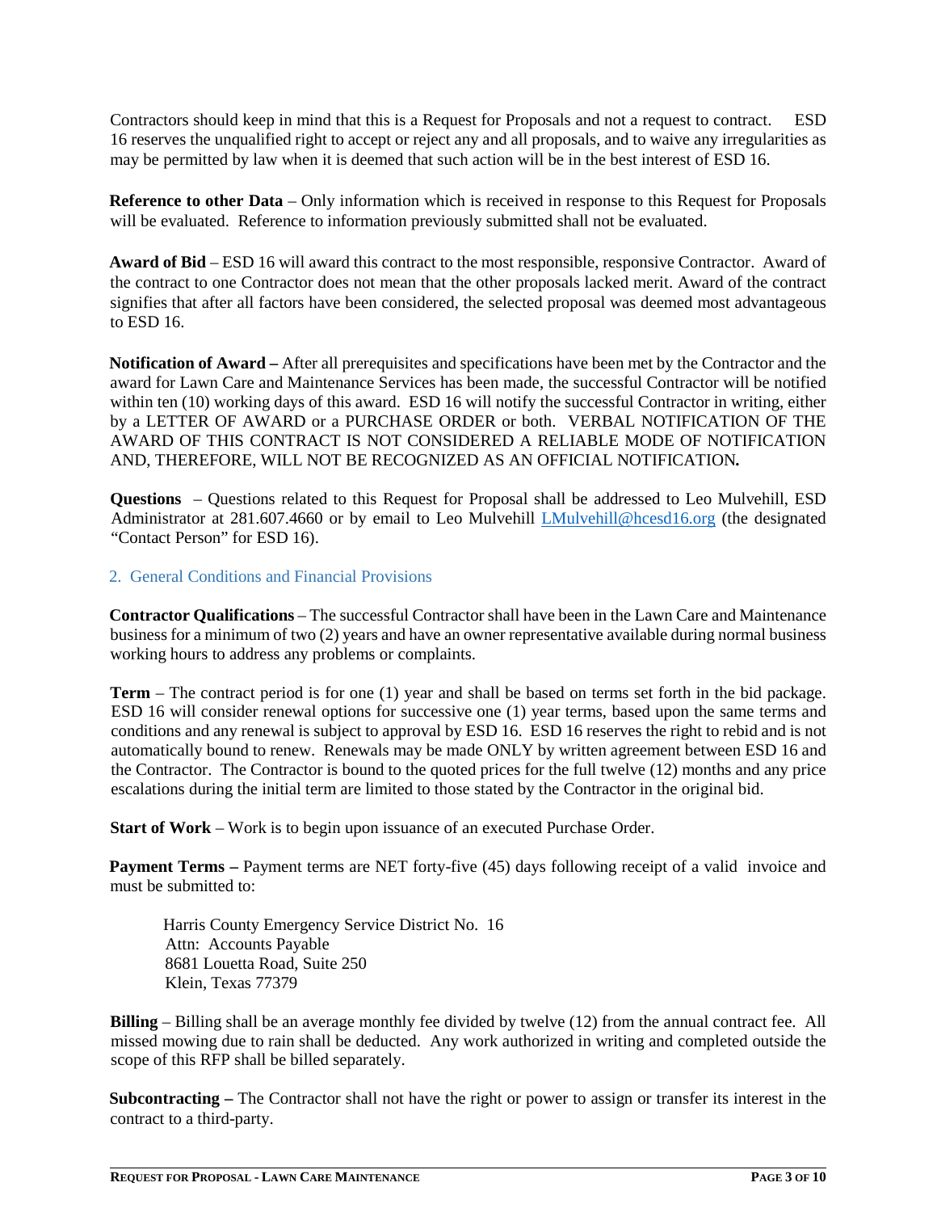Contractors should keep in mind that this is a Request for Proposals and not a request to contract. ESD 16 reserves the unqualified right to accept or reject any and all proposals, and to waive any irregularities as may be permitted by law when it is deemed that such action will be in the best interest of ESD 16.

**Reference to other Data** – Only information which is received in response to this Request for Proposals will be evaluated. Reference to information previously submitted shall not be evaluated.

**Award of Bid** – ESD 16 will award this contract to the most responsible, responsive Contractor. Award of the contract to one Contractor does not mean that the other proposals lacked merit. Award of the contract signifies that after all factors have been considered, the selected proposal was deemed most advantageous to ESD 16.

**Notification of Award –** After all prerequisites and specifications have been met by the Contractor and the award for Lawn Care and Maintenance Services has been made, the successful Contractor will be notified within ten (10) working days of this award. ESD 16 will notify the successful Contractor in writing, either by a LETTER OF AWARD or a PURCHASE ORDER or both. VERBAL NOTIFICATION OF THE AWARD OF THIS CONTRACT IS NOT CONSIDERED A RELIABLE MODE OF NOTIFICATION AND, THEREFORE, WILL NOT BE RECOGNIZED AS AN OFFICIAL NOTIFICATION**.**

**Questions** – Questions related to this Request for Proposal shall be addressed to Leo Mulvehill, ESD Administrator at 281.607.4660 or by email to Leo Mulvehill LMulvehill@hcesd16.org (the designated "Contact Person" for ESD 16).

## 2. General Conditions and Financial Provisions

**Contractor Qualifications** – The successful Contractor shall have been in the Lawn Care and Maintenance business for a minimum of two (2) years and have an owner representative available during normal business working hours to address any problems or complaints.

**Term** – The contract period is for one (1) year and shall be based on terms set forth in the bid package. ESD 16 will consider renewal options for successive one (1) year terms, based upon the same terms and conditions and any renewal is subject to approval by ESD 16. ESD 16 reserves the right to rebid and is not automatically bound to renew. Renewals may be made ONLY by written agreement between ESD 16 and the Contractor. The Contractor is bound to the quoted prices for the full twelve (12) months and any price escalations during the initial term are limited to those stated by the Contractor in the original bid.

**Start of Work** – Work is to begin upon issuance of an executed Purchase Order.

**Payment Terms –** Payment terms are NET forty-five (45) days following receipt of a valid invoice and must be submitted to:

Harris County Emergency Service District No. 16
Attn: Accounts Payable
8681 Louetta Road, Suite 250
Klein, Texas 77379

**Billing** – Billing shall be an average monthly fee divided by twelve (12) from the annual contract fee. All missed mowing due to rain shall be deducted. Any work authorized in writing and completed outside the scope of this RFP shall be billed separately.

**Subcontracting –** The Contractor shall not have the right or power to assign or transfer its interest in the contract to a third-party.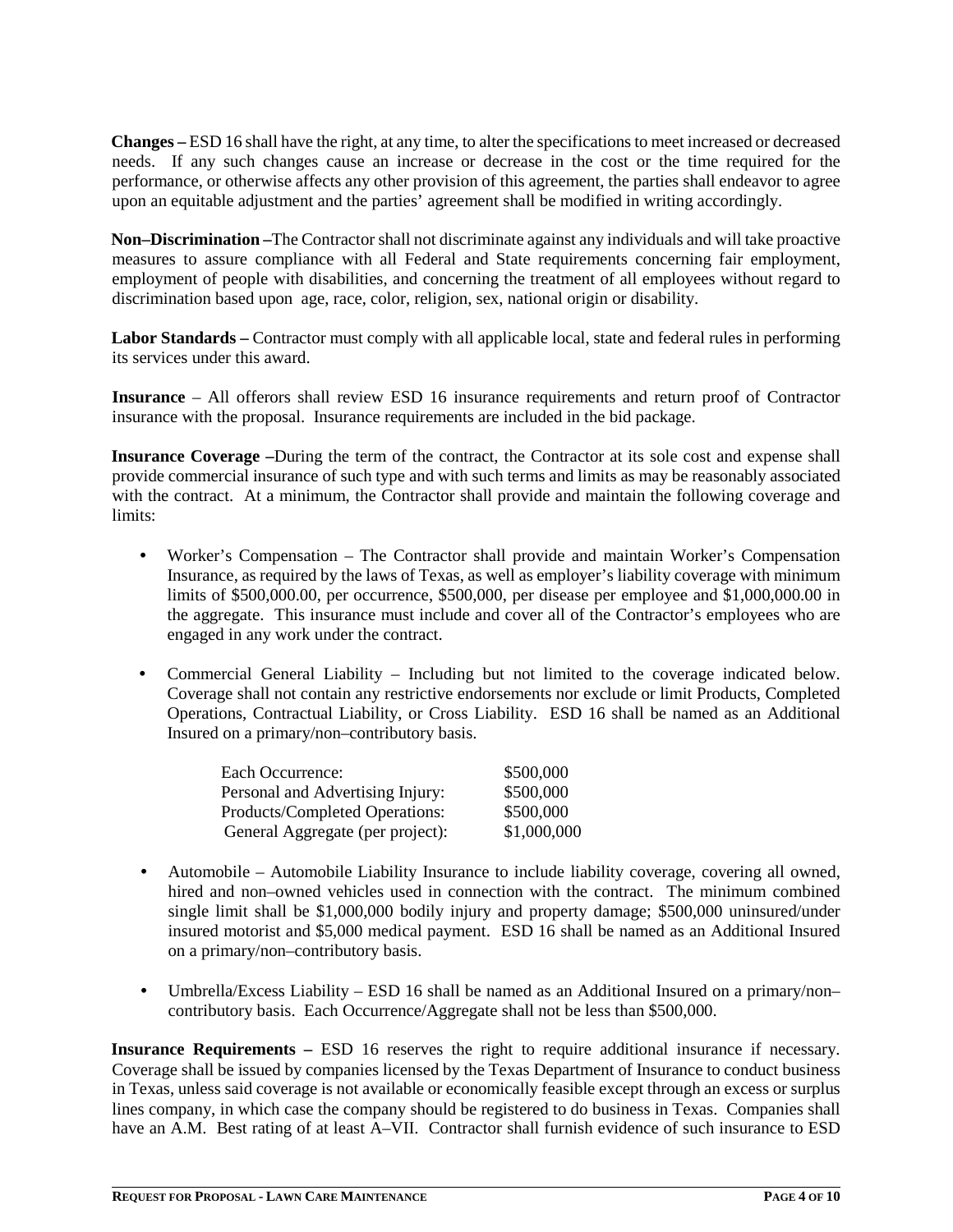**Changes –** ESD 16 shall have the right, at any time, to alter the specifications to meet increased or decreased needs. If any such changes cause an increase or decrease in the cost or the time required for the performance, or otherwise affects any other provision of this agreement, the parties shall endeavor to agree upon an equitable adjustment and the parties' agreement shall be modified in writing accordingly.

**Non–Discrimination –**The Contractor shall not discriminate against any individuals and will take proactive measures to assure compliance with all Federal and State requirements concerning fair employment, employment of people with disabilities, and concerning the treatment of all employees without regard to discrimination based upon age, race, color, religion, sex, national origin or disability.

**Labor Standards –** Contractor must comply with all applicable local, state and federal rules in performing its services under this award.

**Insurance** – All offerors shall review ESD 16 insurance requirements and return proof of Contractor insurance with the proposal. Insurance requirements are included in the bid package.

**Insurance Coverage –**During the term of the contract, the Contractor at its sole cost and expense shall provide commercial insurance of such type and with such terms and limits as may be reasonably associated with the contract. At a minimum, the Contractor shall provide and maintain the following coverage and limits:

- Worker's Compensation – The Contractor shall provide and maintain Worker's Compensation Insurance, as required by the laws of Texas, as well as employer's liability coverage with minimum limits of $500,000.00, per occurrence, $500,000, per disease per employee and $1,000,000.00 in the aggregate. This insurance must include and cover all of the Contractor's employees who are engaged in any work under the contract.

- Commercial General Liability – Including but not limited to the coverage indicated below. Coverage shall not contain any restrictive endorsements nor exclude or limit Products, Completed Operations, Contractual Liability, or Cross Liability. ESD 16 shall be named as an Additional Insured on a primary/non–contributory basis.

| | |
|---|---|
| Each Occurrence: | $500,000 |
| Personal and Advertising Injury: | $500,000 |
| Products/Completed Operations: | $500,000 |
| General Aggregate (per project): | $1,000,000 |

- Automobile – Automobile Liability Insurance to include liability coverage, covering all owned, hired and non–owned vehicles used in connection with the contract. The minimum combined single limit shall be $1,000,000 bodily injury and property damage; $500,000 uninsured/under insured motorist and $5,000 medical payment. ESD 16 shall be named as an Additional Insured on a primary/non–contributory basis.

- Umbrella/Excess Liability – ESD 16 shall be named as an Additional Insured on a primary/non–contributory basis. Each Occurrence/Aggregate shall not be less than $500,000.

**Insurance Requirements –** ESD 16 reserves the right to require additional insurance if necessary. Coverage shall be issued by companies licensed by the Texas Department of Insurance to conduct business in Texas, unless said coverage is not available or economically feasible except through an excess or surplus lines company, in which case the company should be registered to do business in Texas. Companies shall have an A.M. Best rating of at least A–VII. Contractor shall furnish evidence of such insurance to ESD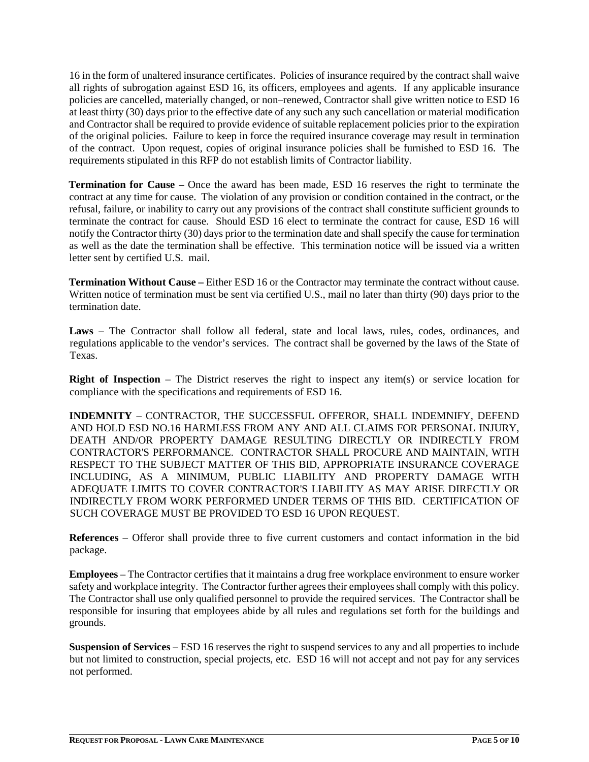16 in the form of unaltered insurance certificates. Policies of insurance required by the contract shall waive all rights of subrogation against ESD 16, its officers, employees and agents. If any applicable insurance policies are cancelled, materially changed, or non–renewed, Contractor shall give written notice to ESD 16 at least thirty (30) days prior to the effective date of any such any such cancellation or material modification and Contractor shall be required to provide evidence of suitable replacement policies prior to the expiration of the original policies. Failure to keep in force the required insurance coverage may result in termination of the contract. Upon request, copies of original insurance policies shall be furnished to ESD 16. The requirements stipulated in this RFP do not establish limits of Contractor liability.

**Termination for Cause –** Once the award has been made, ESD 16 reserves the right to terminate the contract at any time for cause. The violation of any provision or condition contained in the contract, or the refusal, failure, or inability to carry out any provisions of the contract shall constitute sufficient grounds to terminate the contract for cause. Should ESD 16 elect to terminate the contract for cause, ESD 16 will notify the Contractor thirty (30) days prior to the termination date and shall specify the cause for termination as well as the date the termination shall be effective. This termination notice will be issued via a written letter sent by certified U.S. mail.

**Termination Without Cause –** Either ESD 16 or the Contractor may terminate the contract without cause. Written notice of termination must be sent via certified U.S., mail no later than thirty (90) days prior to the termination date.

**Laws** – The Contractor shall follow all federal, state and local laws, rules, codes, ordinances, and regulations applicable to the vendor's services. The contract shall be governed by the laws of the State of Texas.

**Right of Inspection** – The District reserves the right to inspect any item(s) or service location for compliance with the specifications and requirements of ESD 16.

**INDEMNITY** – CONTRACTOR, THE SUCCESSFUL OFFEROR, SHALL INDEMNIFY, DEFEND AND HOLD ESD NO.16 HARMLESS FROM ANY AND ALL CLAIMS FOR PERSONAL INJURY, DEATH AND/OR PROPERTY DAMAGE RESULTING DIRECTLY OR INDIRECTLY FROM CONTRACTOR'S PERFORMANCE. CONTRACTOR SHALL PROCURE AND MAINTAIN, WITH RESPECT TO THE SUBJECT MATTER OF THIS BID, APPROPRIATE INSURANCE COVERAGE INCLUDING, AS A MINIMUM, PUBLIC LIABILITY AND PROPERTY DAMAGE WITH ADEQUATE LIMITS TO COVER CONTRACTOR'S LIABILITY AS MAY ARISE DIRECTLY OR INDIRECTLY FROM WORK PERFORMED UNDER TERMS OF THIS BID. CERTIFICATION OF SUCH COVERAGE MUST BE PROVIDED TO ESD 16 UPON REQUEST.

**References** – Offeror shall provide three to five current customers and contact information in the bid package.

**Employees** – The Contractor certifies that it maintains a drug free workplace environment to ensure worker safety and workplace integrity. The Contractor further agrees their employees shall comply with this policy. The Contractor shall use only qualified personnel to provide the required services. The Contractor shall be responsible for insuring that employees abide by all rules and regulations set forth for the buildings and grounds.

**Suspension of Services** – ESD 16 reserves the right to suspend services to any and all properties to include but not limited to construction, special projects, etc. ESD 16 will not accept and not pay for any services not performed.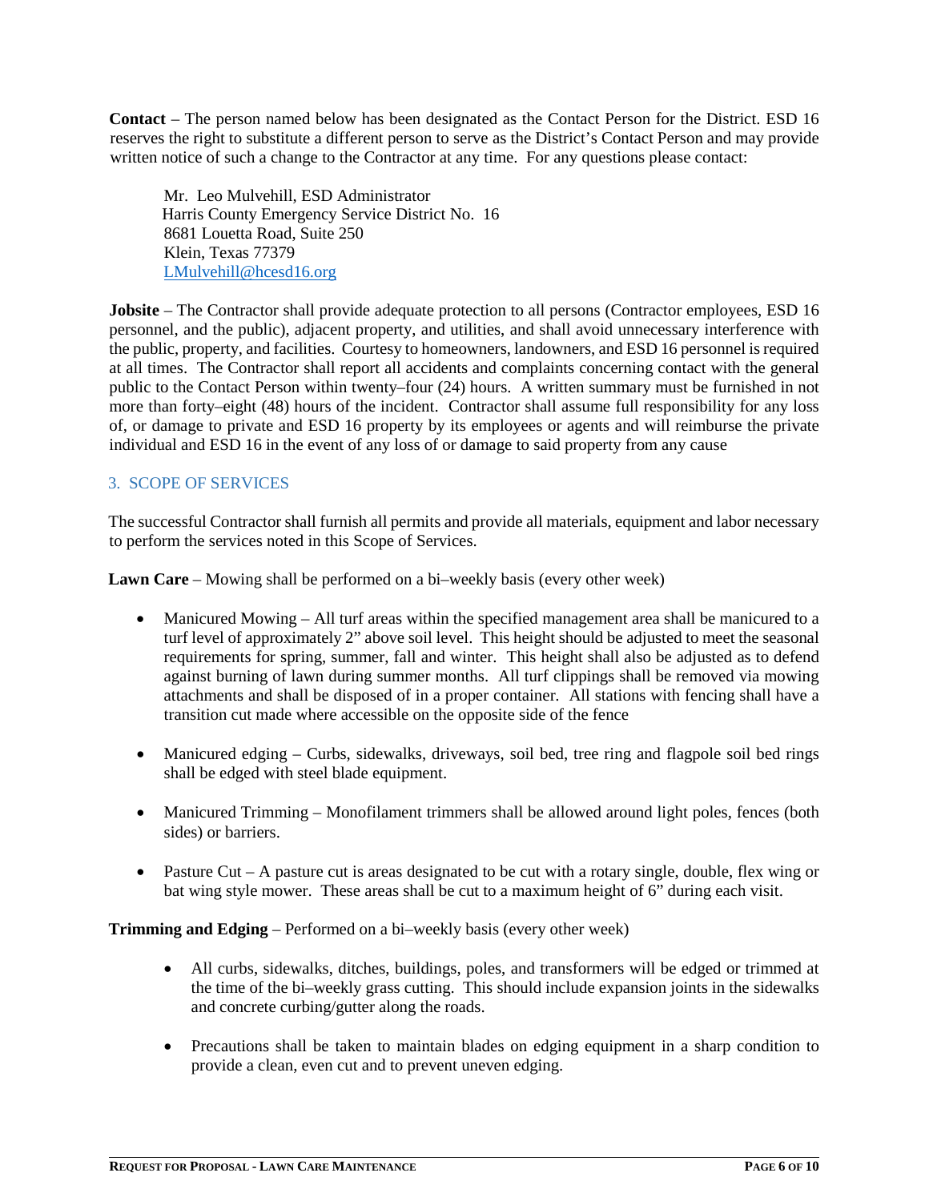**Contact** – The person named below has been designated as the Contact Person for the District. ESD 16 reserves the right to substitute a different person to serve as the District's Contact Person and may provide written notice of such a change to the Contractor at any time. For any questions please contact:

Mr. Leo Mulvehill, ESD Administrator
Harris County Emergency Service District No. 16
8681 Louetta Road, Suite 250
Klein, Texas 77379
LMulvehill@hcesd16.org

**Jobsite** – The Contractor shall provide adequate protection to all persons (Contractor employees, ESD 16 personnel, and the public), adjacent property, and utilities, and shall avoid unnecessary interference with the public, property, and facilities. Courtesy to homeowners, landowners, and ESD 16 personnel is required at all times. The Contractor shall report all accidents and complaints concerning contact with the general public to the Contact Person within twenty–four (24) hours. A written summary must be furnished in not more than forty–eight (48) hours of the incident. Contractor shall assume full responsibility for any loss of, or damage to private and ESD 16 property by its employees or agents and will reimburse the private individual and ESD 16 in the event of any loss of or damage to said property from any cause

## 3. SCOPE OF SERVICES

The successful Contractor shall furnish all permits and provide all materials, equipment and labor necessary to perform the services noted in this Scope of Services.

**Lawn Care** – Mowing shall be performed on a bi–weekly basis (every other week)

- Manicured Mowing – All turf areas within the specified management area shall be manicured to a turf level of approximately 2" above soil level. This height should be adjusted to meet the seasonal requirements for spring, summer, fall and winter. This height shall also be adjusted as to defend against burning of lawn during summer months. All turf clippings shall be removed via mowing attachments and shall be disposed of in a proper container. All stations with fencing shall have a transition cut made where accessible on the opposite side of the fence

- Manicured edging – Curbs, sidewalks, driveways, soil bed, tree ring and flagpole soil bed rings shall be edged with steel blade equipment.

- Manicured Trimming – Monofilament trimmers shall be allowed around light poles, fences (both sides) or barriers.

- Pasture Cut – A pasture cut is areas designated to be cut with a rotary single, double, flex wing or bat wing style mower. These areas shall be cut to a maximum height of 6" during each visit.

**Trimming and Edging** – Performed on a bi–weekly basis (every other week)

- All curbs, sidewalks, ditches, buildings, poles, and transformers will be edged or trimmed at the time of the bi–weekly grass cutting. This should include expansion joints in the sidewalks and concrete curbing/gutter along the roads.

- Precautions shall be taken to maintain blades on edging equipment in a sharp condition to provide a clean, even cut and to prevent uneven edging.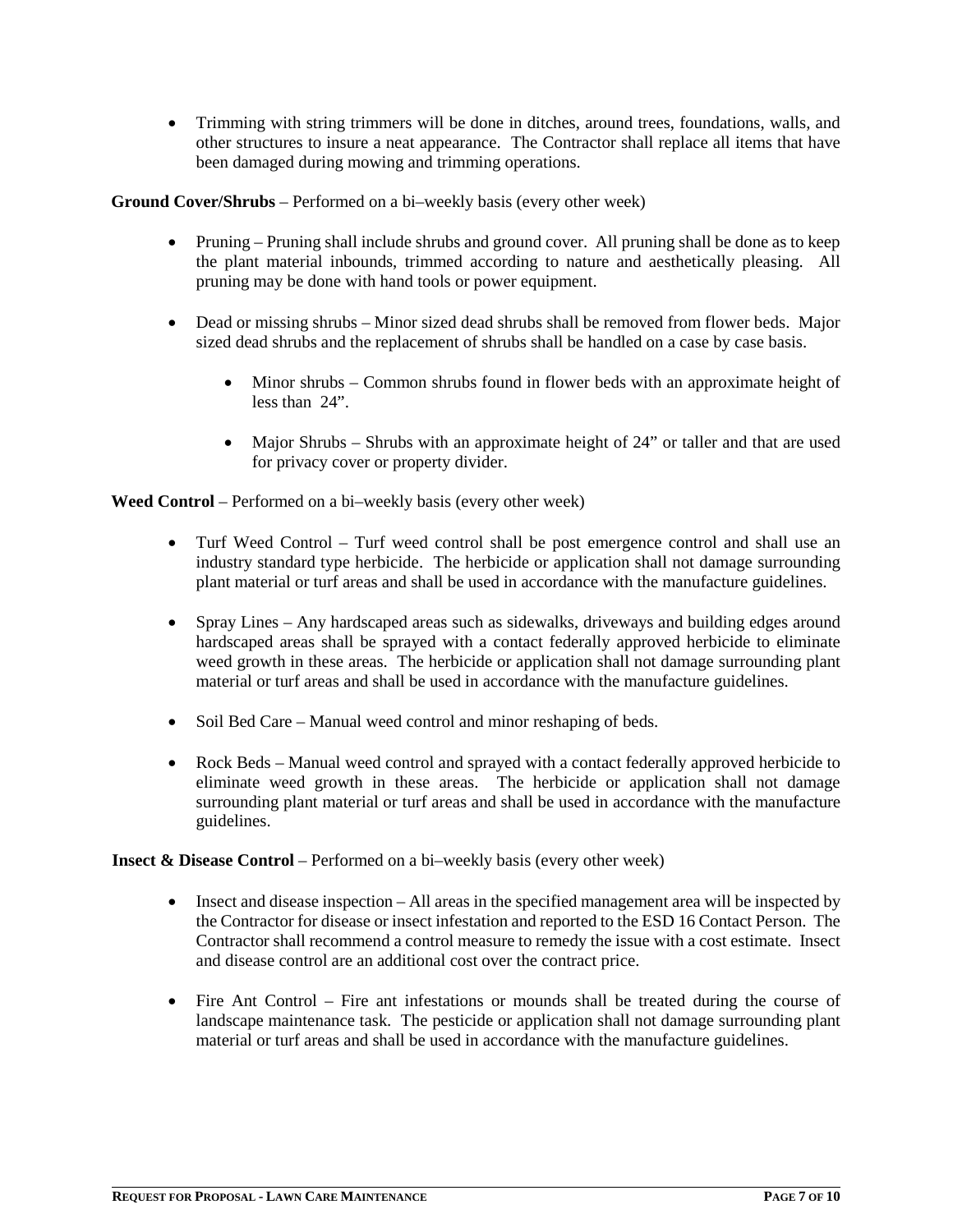- Trimming with string trimmers will be done in ditches, around trees, foundations, walls, and other structures to insure a neat appearance. The Contractor shall replace all items that have been damaged during mowing and trimming operations.

**Ground Cover/Shrubs** – Performed on a bi–weekly basis (every other week)

- Pruning – Pruning shall include shrubs and ground cover. All pruning shall be done as to keep the plant material inbounds, trimmed according to nature and aesthetically pleasing. All pruning may be done with hand tools or power equipment.

- Dead or missing shrubs – Minor sized dead shrubs shall be removed from flower beds. Major sized dead shrubs and the replacement of shrubs shall be handled on a case by case basis.

    - Minor shrubs – Common shrubs found in flower beds with an approximate height of less than 24".

    - Major Shrubs – Shrubs with an approximate height of 24" or taller and that are used for privacy cover or property divider.

**Weed Control** – Performed on a bi–weekly basis (every other week)

- Turf Weed Control – Turf weed control shall be post emergence control and shall use an industry standard type herbicide. The herbicide or application shall not damage surrounding plant material or turf areas and shall be used in accordance with the manufacture guidelines.

- Spray Lines – Any hardscaped areas such as sidewalks, driveways and building edges around hardscaped areas shall be sprayed with a contact federally approved herbicide to eliminate weed growth in these areas. The herbicide or application shall not damage surrounding plant material or turf areas and shall be used in accordance with the manufacture guidelines.

- Soil Bed Care – Manual weed control and minor reshaping of beds.

- Rock Beds – Manual weed control and sprayed with a contact federally approved herbicide to eliminate weed growth in these areas. The herbicide or application shall not damage surrounding plant material or turf areas and shall be used in accordance with the manufacture guidelines.

**Insect & Disease Control** – Performed on a bi–weekly basis (every other week)

- Insect and disease inspection – All areas in the specified management area will be inspected by the Contractor for disease or insect infestation and reported to the ESD 16 Contact Person. The Contractor shall recommend a control measure to remedy the issue with a cost estimate. Insect and disease control are an additional cost over the contract price.

- Fire Ant Control – Fire ant infestations or mounds shall be treated during the course of landscape maintenance task. The pesticide or application shall not damage surrounding plant material or turf areas and shall be used in accordance with the manufacture guidelines.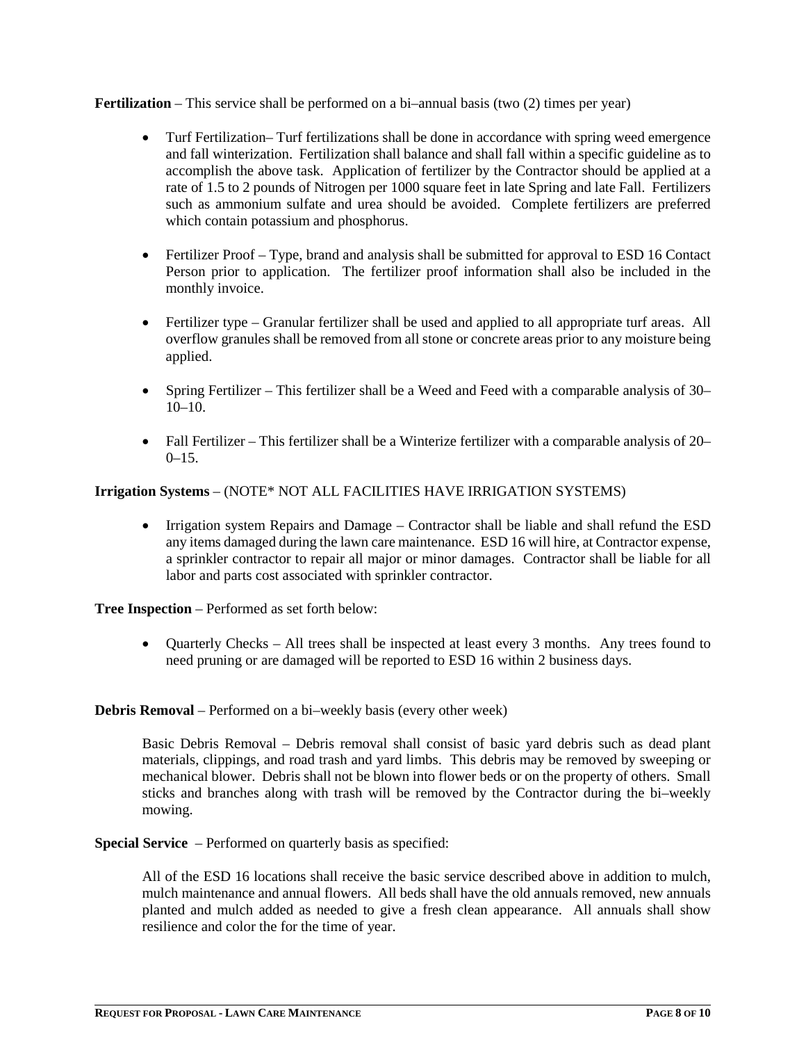**Fertilization** – This service shall be performed on a bi–annual basis (two (2) times per year)

- Turf Fertilization– Turf fertilizations shall be done in accordance with spring weed emergence and fall winterization. Fertilization shall balance and shall fall within a specific guideline as to accomplish the above task. Application of fertilizer by the Contractor should be applied at a rate of 1.5 to 2 pounds of Nitrogen per 1000 square feet in late Spring and late Fall. Fertilizers such as ammonium sulfate and urea should be avoided. Complete fertilizers are preferred which contain potassium and phosphorus.

- Fertilizer Proof – Type, brand and analysis shall be submitted for approval to ESD 16 Contact Person prior to application. The fertilizer proof information shall also be included in the monthly invoice.

- Fertilizer type – Granular fertilizer shall be used and applied to all appropriate turf areas. All overflow granules shall be removed from all stone or concrete areas prior to any moisture being applied.

- Spring Fertilizer – This fertilizer shall be a Weed and Feed with a comparable analysis of 30–10–10.

- Fall Fertilizer – This fertilizer shall be a Winterize fertilizer with a comparable analysis of 20–0–15.

**Irrigation Systems** – (NOTE* NOT ALL FACILITIES HAVE IRRIGATION SYSTEMS)

- Irrigation system Repairs and Damage – Contractor shall be liable and shall refund the ESD any items damaged during the lawn care maintenance. ESD 16 will hire, at Contractor expense, a sprinkler contractor to repair all major or minor damages. Contractor shall be liable for all labor and parts cost associated with sprinkler contractor.

**Tree Inspection** – Performed as set forth below:

- Quarterly Checks – All trees shall be inspected at least every 3 months. Any trees found to need pruning or are damaged will be reported to ESD 16 within 2 business days.

**Debris Removal** – Performed on a bi–weekly basis (every other week)

Basic Debris Removal – Debris removal shall consist of basic yard debris such as dead plant materials, clippings, and road trash and yard limbs. This debris may be removed by sweeping or mechanical blower. Debris shall not be blown into flower beds or on the property of others. Small sticks and branches along with trash will be removed by the Contractor during the bi–weekly mowing.

**Special Service** – Performed on quarterly basis as specified:

All of the ESD 16 locations shall receive the basic service described above in addition to mulch, mulch maintenance and annual flowers. All beds shall have the old annuals removed, new annuals planted and mulch added as needed to give a fresh clean appearance. All annuals shall show resilience and color the for the time of year.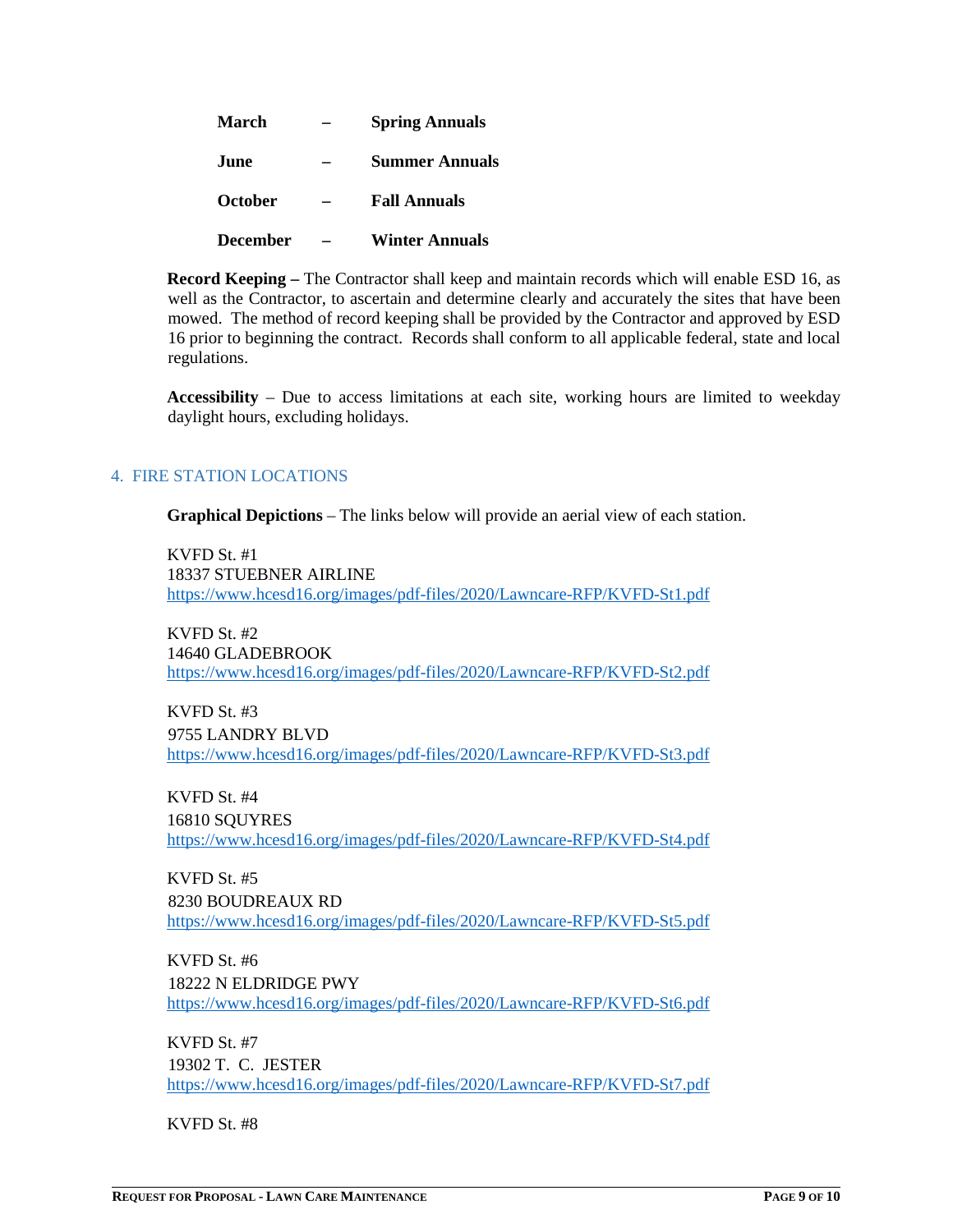**March** – **Spring Annuals**

**June** – **Summer Annuals**

**October** – **Fall Annuals**

**December** – **Winter Annuals**

**Record Keeping –** The Contractor shall keep and maintain records which will enable ESD 16, as well as the Contractor, to ascertain and determine clearly and accurately the sites that have been mowed. The method of record keeping shall be provided by the Contractor and approved by ESD 16 prior to beginning the contract. Records shall conform to all applicable federal, state and local regulations.

**Accessibility** – Due to access limitations at each site, working hours are limited to weekday daylight hours, excluding holidays.

## 4. FIRE STATION LOCATIONS

**Graphical Depictions** – The links below will provide an aerial view of each station.

KVFD St. #1
18337 STUEBNER AIRLINE
https://www.hcesd16.org/images/pdf-files/2020/Lawncare-RFP/KVFD-St1.pdf

KVFD St. #2
14640 GLADEBROOK
https://www.hcesd16.org/images/pdf-files/2020/Lawncare-RFP/KVFD-St2.pdf

KVFD St. #3
9755 LANDRY BLVD
https://www.hcesd16.org/images/pdf-files/2020/Lawncare-RFP/KVFD-St3.pdf

KVFD St. #4
16810 SQUYRES
https://www.hcesd16.org/images/pdf-files/2020/Lawncare-RFP/KVFD-St4.pdf

KVFD St. #5
8230 BOUDREAUX RD
https://www.hcesd16.org/images/pdf-files/2020/Lawncare-RFP/KVFD-St5.pdf

KVFD St. #6
18222 N ELDRIDGE PWY
https://www.hcesd16.org/images/pdf-files/2020/Lawncare-RFP/KVFD-St6.pdf

KVFD St. #7
19302 T. C. JESTER
https://www.hcesd16.org/images/pdf-files/2020/Lawncare-RFP/KVFD-St7.pdf

KVFD St. #8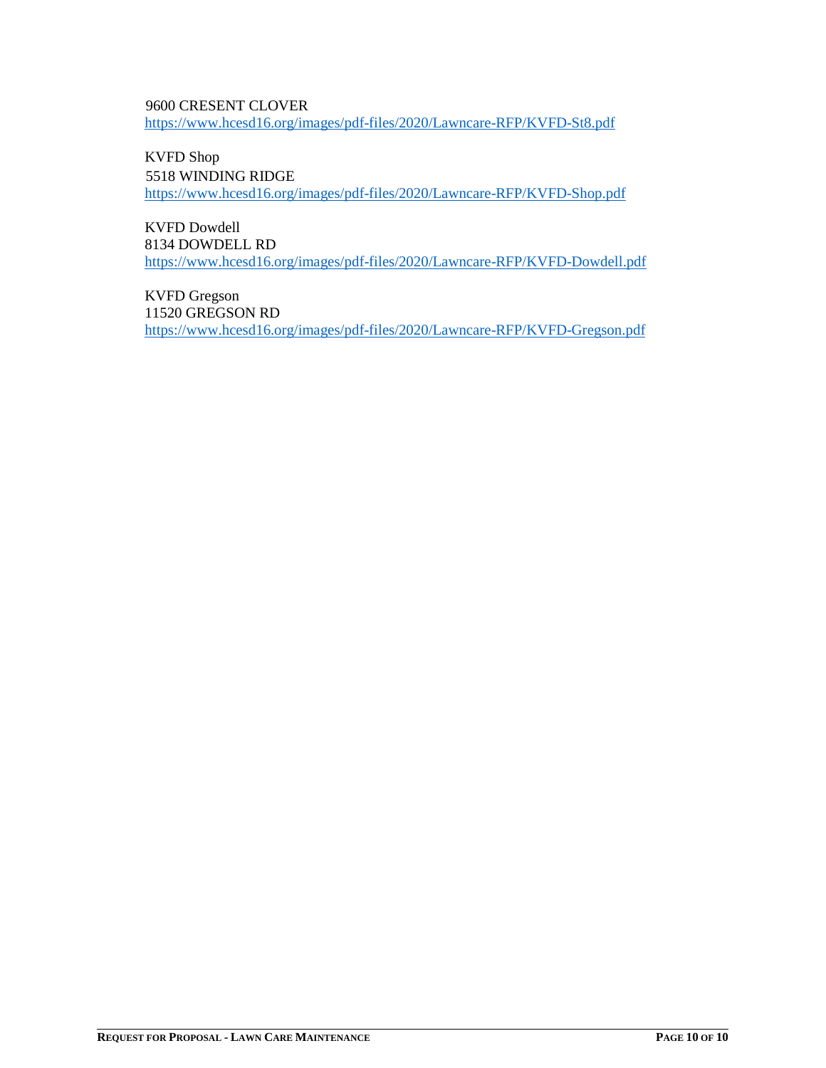9600 CRESENT CLOVER
https://www.hcesd16.org/images/pdf-files/2020/Lawncare-RFP/KVFD-St8.pdf

KVFD Shop
5518 WINDING RIDGE
https://www.hcesd16.org/images/pdf-files/2020/Lawncare-RFP/KVFD-Shop.pdf

KVFD Dowdell
8134 DOWDELL RD
https://www.hcesd16.org/images/pdf-files/2020/Lawncare-RFP/KVFD-Dowdell.pdf

KVFD Gregson
11520 GREGSON RD
https://www.hcesd16.org/images/pdf-files/2020/Lawncare-RFP/KVFD-Gregson.pdf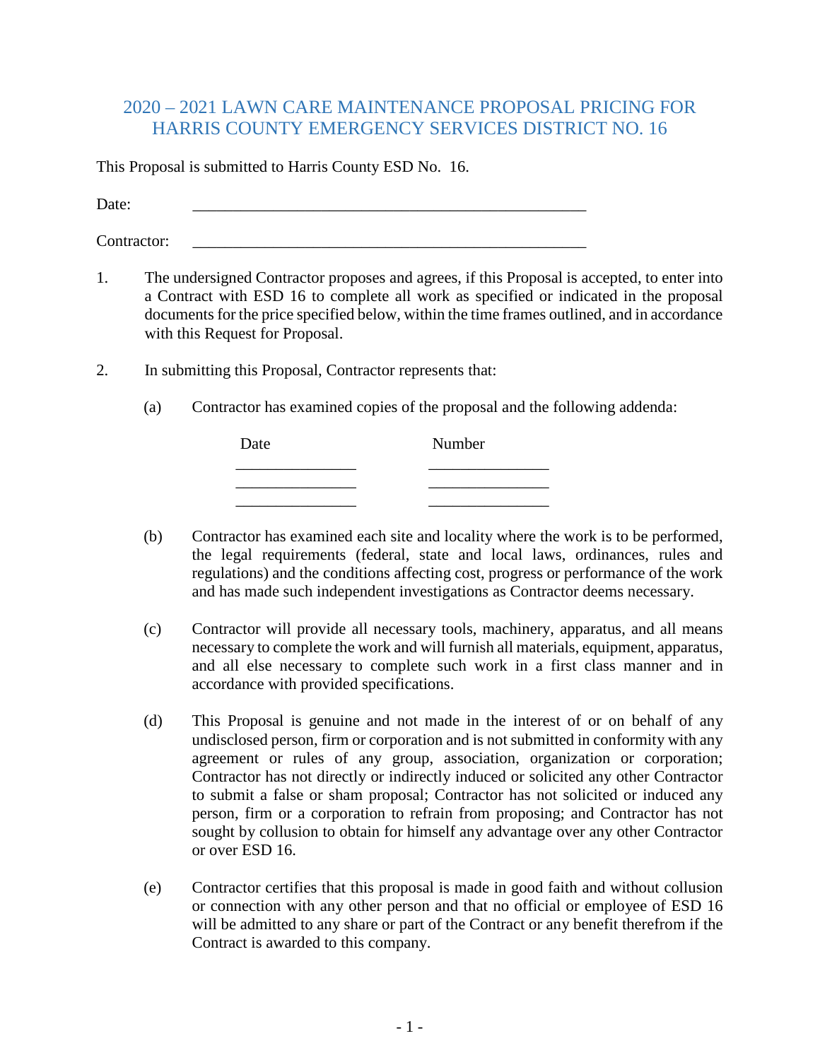# 2020 – 2021 LAWN CARE MAINTENANCE PROPOSAL PRICING FOR HARRIS COUNTY EMERGENCY SERVICES DISTRICT NO. 16

This Proposal is submitted to Harris County ESD No. 16.

Date: \_\_\_\_\_\_\_\_\_\_\_\_\_\_\_\_\_\_\_\_\_\_\_\_\_\_\_\_\_\_\_\_\_\_\_\_\_\_\_\_\_\_\_\_\_\_\_\_

Contractor: \_\_\_\_\_\_\_\_\_\_\_\_\_\_\_\_\_\_\_\_\_\_\_\_\_\_\_\_\_\_\_\_\_\_\_\_\_\_\_\_\_\_\_\_\_\_\_\_

1. The undersigned Contractor proposes and agrees, if this Proposal is accepted, to enter into a Contract with ESD 16 to complete all work as specified or indicated in the proposal documents for the price specified below, within the time frames outlined, and in accordance with this Request for Proposal.

2. In submitting this Proposal, Contractor represents that:

   (a) Contractor has examined copies of the proposal and the following addenda:

   | Date | Number |
   |---|---|
   | \_\_\_\_\_\_\_\_\_\_\_\_\_\_\_ | \_\_\_\_\_\_\_\_\_\_\_\_\_\_\_ |
   | \_\_\_\_\_\_\_\_\_\_\_\_\_\_\_ | \_\_\_\_\_\_\_\_\_\_\_\_\_\_\_ |
   | \_\_\_\_\_\_\_\_\_\_\_\_\_\_\_ | \_\_\_\_\_\_\_\_\_\_\_\_\_\_\_ |

   (b) Contractor has examined each site and locality where the work is to be performed, the legal requirements (federal, state and local laws, ordinances, rules and regulations) and the conditions affecting cost, progress or performance of the work and has made such independent investigations as Contractor deems necessary.

   (c) Contractor will provide all necessary tools, machinery, apparatus, and all means necessary to complete the work and will furnish all materials, equipment, apparatus, and all else necessary to complete such work in a first class manner and in accordance with provided specifications.

   (d) This Proposal is genuine and not made in the interest of or on behalf of any undisclosed person, firm or corporation and is not submitted in conformity with any agreement or rules of any group, association, organization or corporation; Contractor has not directly or indirectly induced or solicited any other Contractor to submit a false or sham proposal; Contractor has not solicited or induced any person, firm or a corporation to refrain from proposing; and Contractor has not sought by collusion to obtain for himself any advantage over any other Contractor or over ESD 16.

   (e) Contractor certifies that this proposal is made in good faith and without collusion or connection with any other person and that no official or employee of ESD 16 will be admitted to any share or part of the Contract or any benefit therefrom if the Contract is awarded to this company.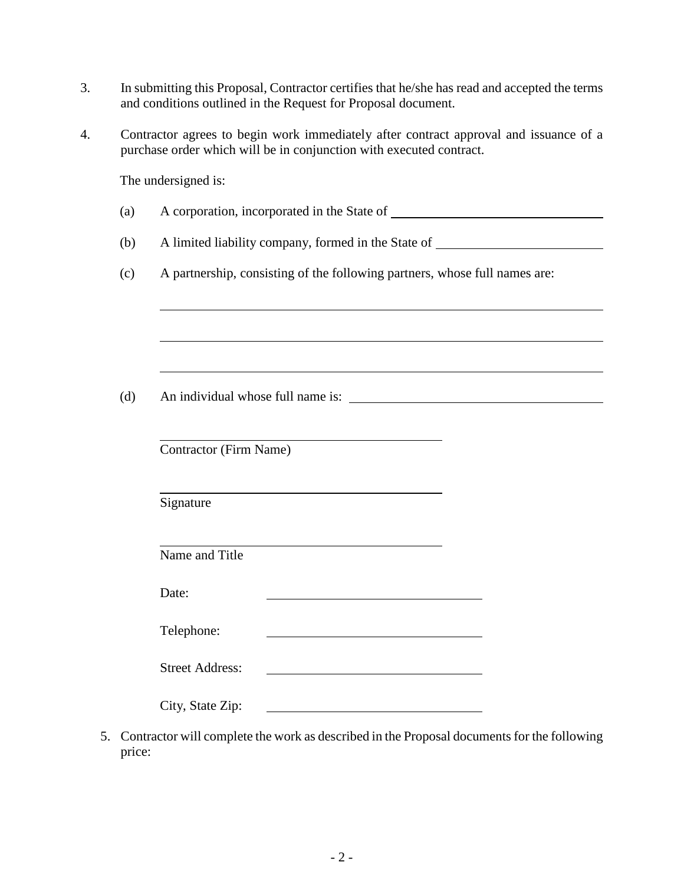3. In submitting this Proposal, Contractor certifies that he/she has read and accepted the terms and conditions outlined in the Request for Proposal document.

4. Contractor agrees to begin work immediately after contract approval and issuance of a purchase order which will be in conjunction with executed contract.

   The undersigned is:

   (a) A corporation, incorporated in the State of ______________________________

   (b) A limited liability company, formed in the State of ______________________

   (c) A partnership, consisting of the following partners, whose full names are:

   ______________________________________________________________

   ______________________________________________________________

   ______________________________________________________________

   (d) An individual whose full name is: __________________________________

   ____________________________________
   Contractor (Firm Name)

   ____________________________________
   Signature

   ____________________________________
   Name and Title

   Date: ____________________________

   Telephone: ____________________________

   Street Address: ____________________________

   City, State Zip: ____________________________

5. Contractor will complete the work as described in the Proposal documents for the following price: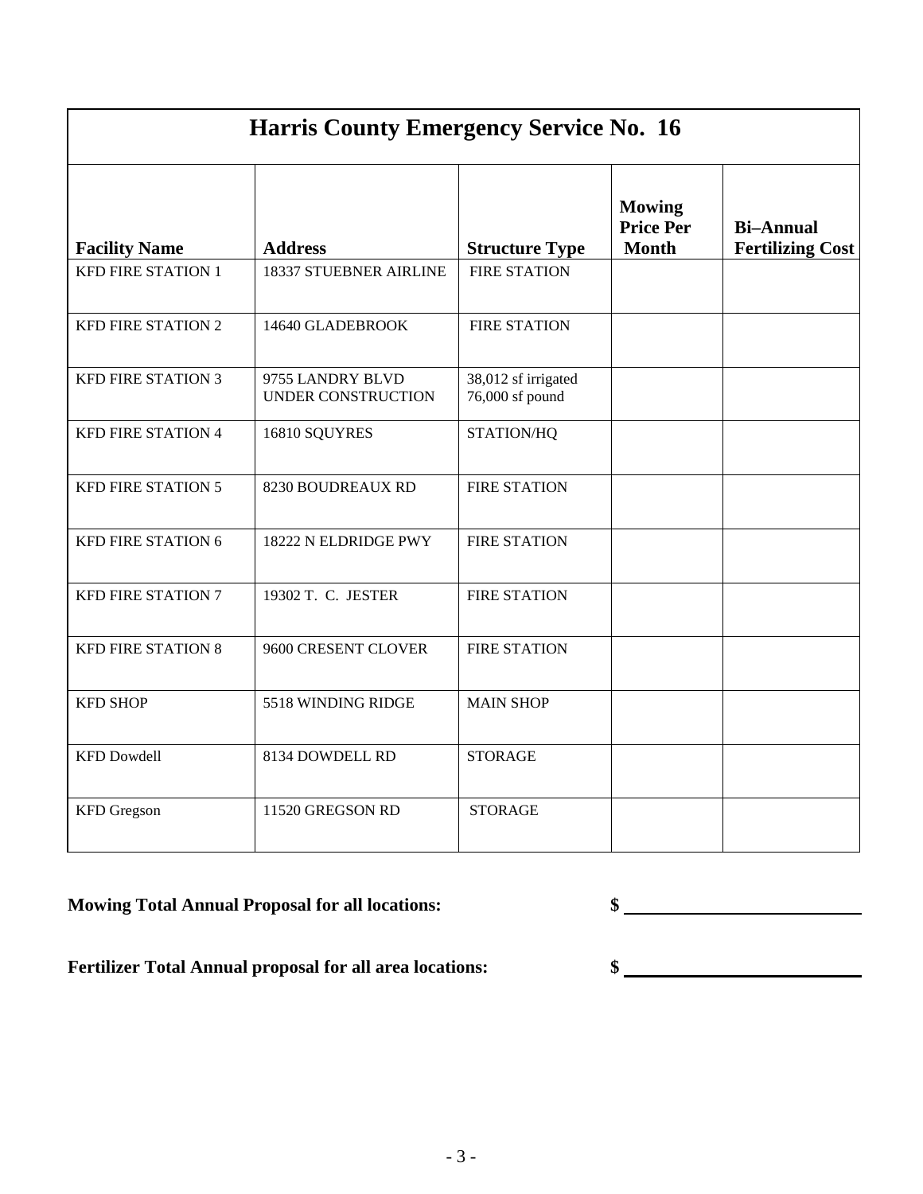| Harris County Emergency Service No. 16 | | | | |
|---|---|---|---|---|
| **Facility Name** | **Address** | **Structure Type** | **Mowing Price Per Month** | **Bi–Annual Fertilizing Cost** |
| KFD FIRE STATION 1 | 18337 STUEBNER AIRLINE | FIRE STATION | | |
| KFD FIRE STATION 2 | 14640 GLADEBROOK | FIRE STATION | | |
| KFD FIRE STATION 3 | 9755 LANDRY BLVD UNDER CONSTRUCTION | 38,012 sf irrigated 76,000 sf pound | | |
| KFD FIRE STATION 4 | 16810 SQUYRES | STATION/HQ | | |
| KFD FIRE STATION 5 | 8230 BOUDREAUX RD | FIRE STATION | | |
| KFD FIRE STATION 6 | 18222 N ELDRIDGE PWY | FIRE STATION | | |
| KFD FIRE STATION 7 | 19302 T. C. JESTER | FIRE STATION | | |
| KFD FIRE STATION 8 | 9600 CRESENT CLOVER | FIRE STATION | | |
| KFD SHOP | 5518 WINDING RIDGE | MAIN SHOP | | |
| KFD Dowdell | 8134 DOWDELL RD | STORAGE | | |
| KFD Gregson | 11520 GREGSON RD | STORAGE | | |

**Mowing Total Annual Proposal for all locations:** **$** ________________________

**Fertilizer Total Annual proposal for all area locations:** **$** ________________________